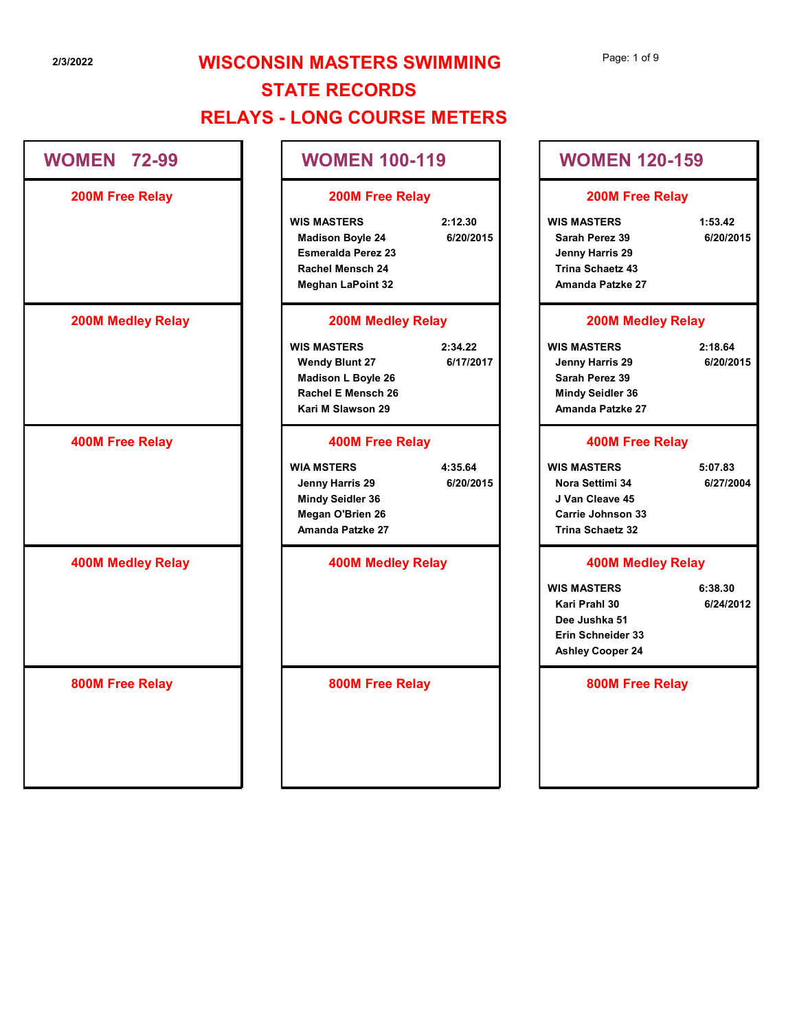# WISCONSIN MASTERS SWIMMING

## STATE RECORDS

## RELAYS - LONG COURSE METERS

2/3/2022

### WOMEN 72-99

**200M Free Relay**

**200M Medley Relay**

**400M Free Relay**

**400M Medley Relay**

**800M Free Relay**

### WOMEN 100-119

**200M Free Relay**

| WIS MASTERS | 2:12.30 |
|---|---|
| Madison Boyle 24 | 6/20/2015 |
| Esmeralda Perez 23 | |
| Rachel Mensch 24 | |
| Meghan LaPoint 32 | |

**200M Medley Relay**

| WIS MASTERS | 2:34.22 |
|---|---|
| Wendy Blunt 27 | 6/17/2017 |
| Madison L Boyle 26 | |
| Rachel E Mensch 26 | |
| Kari M Slawson 29 | |

**400M Free Relay**

| WIA MSTERS | 4:35.64 |
|---|---|
| Jenny Harris 29 | 6/20/2015 |
| Mindy Seidler 36 | |
| Megan O'Brien 26 | |
| Amanda Patzke 27 | |

**400M Medley Relay**

**800M Free Relay**

### WOMEN 120-159

**200M Free Relay**

| WIS MASTERS | 1:53.42 |
|---|---|
| Sarah Perez 39 | 6/20/2015 |
| Jenny Harris 29 | |
| Trina Schaetz 43 | |
| Amanda Patzke 27 | |

**200M Medley Relay**

| WIS MASTERS | 2:18.64 |
|---|---|
| Jenny Harris 29 | 6/20/2015 |
| Sarah Perez 39 | |
| Mindy Seidler 36 | |
| Amanda Patzke 27 | |

**400M Free Relay**

| WIS MASTERS | 5:07.83 |
|---|---|
| Nora Settimi 34 | 6/27/2004 |
| J Van Cleave 45 | |
| Carrie Johnson 33 | |
| Trina Schaetz 32 | |

**400M Medley Relay**

| WIS MASTERS | 6:38.30 |
|---|---|
| Kari Prahl 30 | 6/24/2012 |
| Dee Jushka 51 | |
| Erin Schneider 33 | |
| Ashley Cooper 24 | |

**800M Free Relay**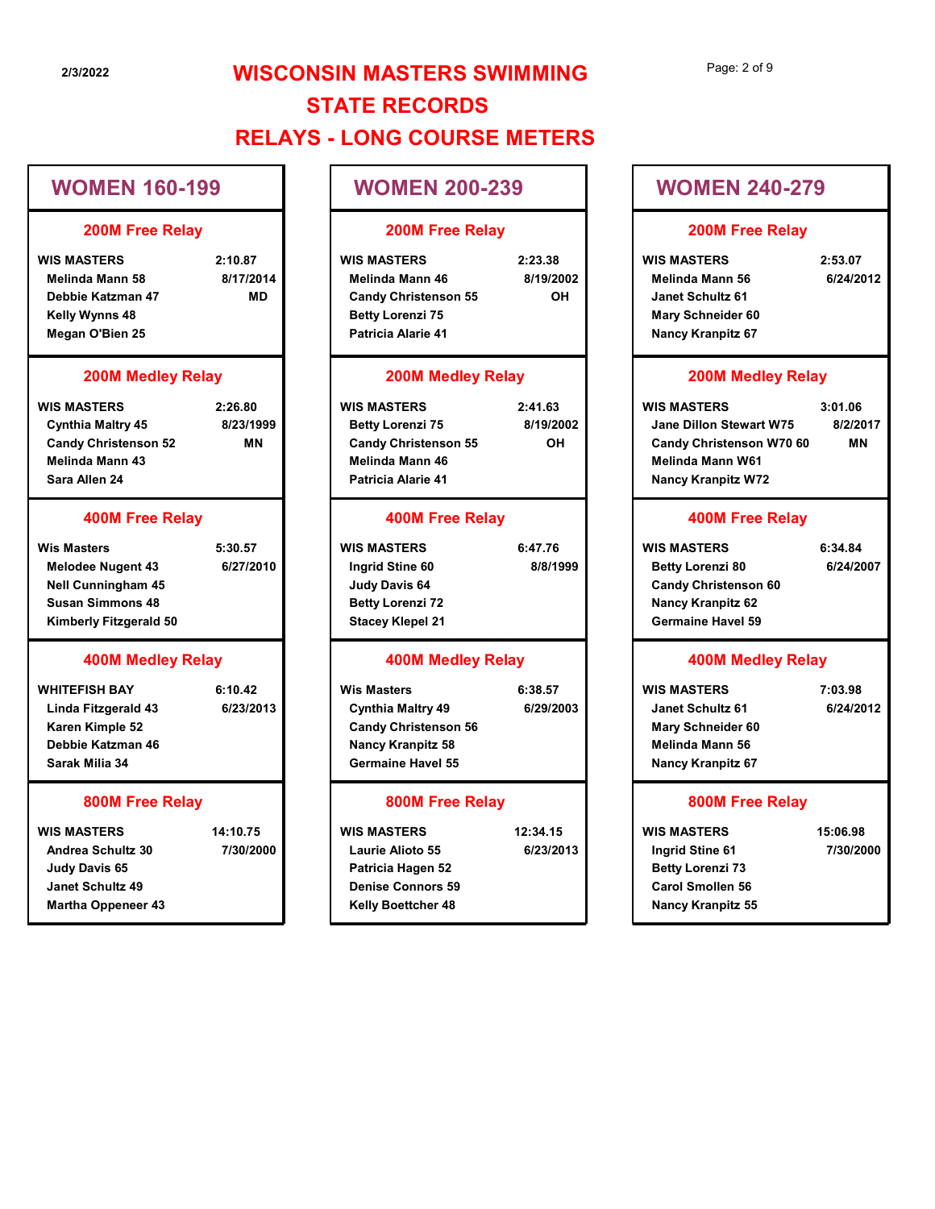# WISCONSIN MASTERS SWIMMING
## STATE RECORDS
## RELAYS - LONG COURSE METERS

2/3/2022

## WOMEN 160-199

### 200M Free Relay

| WIS MASTERS | 2:10.87 |
|---|---|
| Melinda Mann 58 | 8/17/2014 |
| Debbie Katzman 47 | MD |
| Kelly Wynns 48 | |
| Megan O'Bien 25 | |

### 200M Medley Relay

| WIS MASTERS | 2:26.80 |
|---|---|
| Cynthia Maltry 45 | 8/23/1999 |
| Candy Christenson 52 | MN |
| Melinda Mann 43 | |
| Sara Allen 24 | |

### 400M Free Relay

| Wis Masters | 5:30.57 |
|---|---|
| Melodee Nugent 43 | 6/27/2010 |
| Nell Cunningham 45 | |
| Susan Simmons 48 | |
| Kimberly Fitzgerald 50 | |

### 400M Medley Relay

| WHITEFISH BAY | 6:10.42 |
|---|---|
| Linda Fitzgerald 43 | 6/23/2013 |
| Karen Kimple 52 | |
| Debbie Katzman 46 | |
| Sarak Milia 34 | |

### 800M Free Relay

| WIS MASTERS | 14:10.75 |
|---|---|
| Andrea Schultz 30 | 7/30/2000 |
| Judy Davis 65 | |
| Janet Schultz 49 | |
| Martha Oppeneer 43 | |

## WOMEN 200-239

### 200M Free Relay

| WIS MASTERS | 2:23.38 |
|---|---|
| Melinda Mann 46 | 8/19/2002 |
| Candy Christenson 55 | OH |
| Betty Lorenzi 75 | |
| Patricia Alarie 41 | |

### 200M Medley Relay

| WIS MASTERS | 2:41.63 |
|---|---|
| Betty Lorenzi 75 | 8/19/2002 |
| Candy Christenson 55 | OH |
| Melinda Mann 46 | |
| Patricia Alarie 41 | |

### 400M Free Relay

| WIS MASTERS | 6:47.76 |
|---|---|
| Ingrid Stine 60 | 8/8/1999 |
| Judy Davis 64 | |
| Betty Lorenzi 72 | |
| Stacey Klepel 21 | |

### 400M Medley Relay

| Wis Masters | 6:38.57 |
|---|---|
| Cynthia Maltry 49 | 6/29/2003 |
| Candy Christenson 56 | |
| Nancy Kranpitz 58 | |
| Germaine Havel 55 | |

### 800M Free Relay

| WIS MASTERS | 12:34.15 |
|---|---|
| Laurie Alioto 55 | 6/23/2013 |
| Patricia Hagen 52 | |
| Denise Connors 59 | |
| Kelly Boettcher 48 | |

## WOMEN 240-279

### 200M Free Relay

| WIS MASTERS | 2:53.07 |
|---|---|
| Melinda Mann 56 | 6/24/2012 |
| Janet Schultz 61 | |
| Mary Schneider 60 | |
| Nancy Kranpitz 67 | |

### 200M Medley Relay

| WIS MASTERS | 3:01.06 |
|---|---|
| Jane Dillon Stewart W75 | 8/2/2017 |
| Candy Christenson W70 60 | MN |
| Melinda Mann W61 | |
| Nancy Kranpitz W72 | |

### 400M Free Relay

| WIS MASTERS | 6:34.84 |
|---|---|
| Betty Lorenzi 80 | 6/24/2007 |
| Candy Christenson 60 | |
| Nancy Kranpitz 62 | |
| Germaine Havel 59 | |

### 400M Medley Relay

| WIS MASTERS | 7:03.98 |
|---|---|
| Janet Schultz 61 | 6/24/2012 |
| Mary Schneider 60 | |
| Melinda Mann 56 | |
| Nancy Kranpitz 67 | |

### 800M Free Relay

| WIS MASTERS | 15:06.98 |
|---|---|
| Ingrid Stine 61 | 7/30/2000 |
| Betty Lorenzi 73 | |
| Carol Smollen 56 | |
| Nancy Kranpitz 55 | |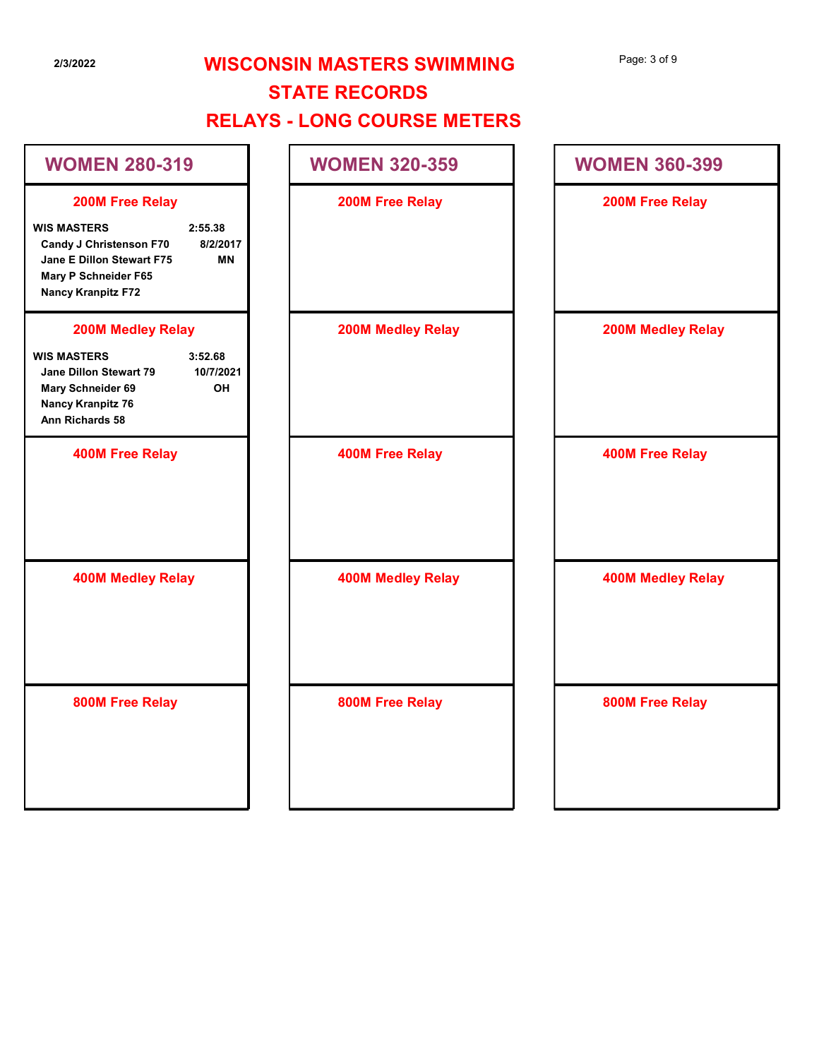# WISCONSIN MASTERS SWIMMING

## STATE RECORDS

## RELAYS - LONG COURSE METERS

2/3/2022

### WOMEN 280-319

#### 200M Free Relay

**WIS MASTERS** — 2:55.38 — 8/2/2017 — MN

- Candy J Christenson F70
- Jane E Dillon Stewart F75
- Mary P Schneider F65
- Nancy Kranpitz F72

#### 200M Medley Relay

**WIS MASTERS** — 3:52.68 — 10/7/2021 — OH

- Jane Dillon Stewart 79
- Mary Schneider 69
- Nancy Kranpitz 76
- Ann Richards 58

#### 400M Free Relay

#### 400M Medley Relay

#### 800M Free Relay

### WOMEN 320-359

#### 200M Free Relay

#### 200M Medley Relay

#### 400M Free Relay

#### 400M Medley Relay

#### 800M Free Relay

### WOMEN 360-399

#### 200M Free Relay

#### 200M Medley Relay

#### 400M Free Relay

#### 400M Medley Relay

#### 800M Free Relay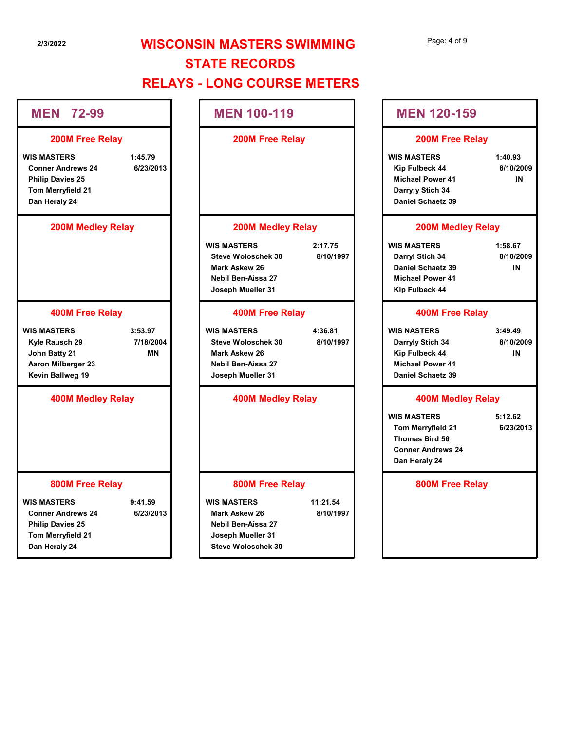# WISCONSIN MASTERS SWIMMING

# STATE RECORDS

# RELAYS - LONG COURSE METERS

2/3/2022

## MEN 72-99

### 200M Free Relay

**WIS MASTERS** — 1:45.79 — 6/23/2013
- Conner Andrews 24
- Philip Davies 25
- Tom Merryfield 21
- Dan Heraly 24

### 200M Medley Relay

### 400M Free Relay

**WIS MASTERS** — 3:53.97 — 7/18/2004 — MN
- Kyle Rausch 29
- John Batty 21
- Aaron Milberger 23
- Kevin Ballweg 19

### 400M Medley Relay

### 800M Free Relay

**WIS MASTERS** — 9:41.59 — 6/23/2013
- Conner Andrews 24
- Philip Davies 25
- Tom Merryfield 21
- Dan Heraly 24

## MEN 100-119

### 200M Free Relay

### 200M Medley Relay

**WIS MASTERS** — 2:17.75 — 8/10/1997
- Steve Woloschek 30
- Mark Askew 26
- Nebil Ben-Aissa 27
- Joseph Mueller 31

### 400M Free Relay

**WIS MASTERS** — 4:36.81 — 8/10/1997
- Steve Woloschek 30
- Mark Askew 26
- Nebil Ben-Aissa 27
- Joseph Mueller 31

### 400M Medley Relay

### 800M Free Relay

**WIS MASTERS** — 11:21.54 — 8/10/1997
- Mark Askew 26
- Nebil Ben-Aissa 27
- Joseph Mueller 31
- Steve Woloschek 30

## MEN 120-159

### 200M Free Relay

**WIS MASTERS** — 1:40.93 — 8/10/2009 — IN
- Kip Fulbeck 44
- Michael Power 41
- Darry;y Stich 34
- Daniel Schaetz 39

### 200M Medley Relay

**WIS MASTERS** — 1:58.67 — 8/10/2009 — IN
- Darryl Stich 34
- Daniel Schaetz 39
- Michael Power 41
- Kip Fulbeck 44

### 400M Free Relay

**WIS NASTERS** — 3:49.49 — 8/10/2009 — IN
- Darryly Stich 34
- Kip Fulbeck 44
- Michael Power 41
- Daniel Schaetz 39

### 400M Medley Relay

**WIS MASTERS** — 5:12.62 — 6/23/2013
- Tom Merryfield 21
- Thomas Bird 56
- Conner Andrews 24
- Dan Heraly 24

### 800M Free Relay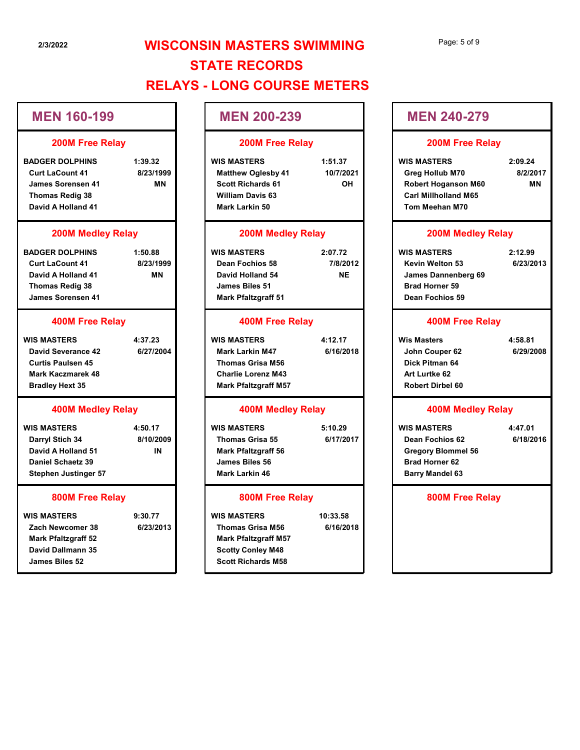# WISCONSIN MASTERS SWIMMING
# STATE RECORDS
# RELAYS - LONG COURSE METERS

2/3/2022

## MEN 160-199

### 200M Free Relay

| BADGER DOLPHINS | 1:39.32 |
|---|---|
| Curt LaCount 41 | 8/23/1999 |
| James Sorensen 41 | MN |
| Thomas Redig 38 | |
| David A Holland 41 | |

### 200M Medley Relay

| BADGER DOLPHINS | 1:50.88 |
|---|---|
| Curt LaCount 41 | 8/23/1999 |
| David A Holland 41 | MN |
| Thomas Redig 38 | |
| James Sorensen 41 | |

### 400M Free Relay

| WIS MASTERS | 4:37.23 |
|---|---|
| David Severance 42 | 6/27/2004 |
| Curtis Paulsen 45 | |
| Mark Kaczmarek 48 | |
| Bradley Hext 35 | |

### 400M Medley Relay

| WIS MASTERS | 4:50.17 |
|---|---|
| Darryl Stich 34 | 8/10/2009 |
| David A Holland 51 | IN |
| Daniel Schaetz 39 | |
| Stephen Justinger 57 | |

### 800M Free Relay

| WIS MASTERS | 9:30.77 |
|---|---|
| Zach Newcomer 38 | 6/23/2013 |
| Mark Pfaltzgraff 52 | |
| David Dallmann 35 | |
| James Biles 52 | |

## MEN 200-239

### 200M Free Relay

| WIS MASTERS | 1:51.37 |
|---|---|
| Matthew Oglesby 41 | 10/7/2021 |
| Scott Richards 61 | OH |
| William Davis 63 | |
| Mark Larkin 50 | |

### 200M Medley Relay

| WIS MASTERS | 2:07.72 |
|---|---|
| Dean Fochios 58 | 7/8/2012 |
| David Holland 54 | NE |
| James Biles 51 | |
| Mark Pfaltzgraff 51 | |

### 400M Free Relay

| WIS MASTERS | 4:12.17 |
|---|---|
| Mark Larkin M47 | 6/16/2018 |
| Thomas Grisa M56 | |
| Charlie Lorenz M43 | |
| Mark Pfaltzgraff M57 | |

### 400M Medley Relay

| WIS MASTERS | 5:10.29 |
|---|---|
| Thomas Grisa 55 | 6/17/2017 |
| Mark Pfaltzgraff 56 | |
| James Biles 56 | |
| Mark Larkin 46 | |

### 800M Free Relay

| WIS MASTERS | 10:33.58 |
|---|---|
| Thomas Grisa M56 | 6/16/2018 |
| Mark Pfaltzgraff M57 | |
| Scotty Conley M48 | |
| Scott Richards M58 | |

## MEN 240-279

### 200M Free Relay

| WIS MASTERS | 2:09.24 |
|---|---|
| Greg Hollub M70 | 8/2/2017 |
| Robert Hoganson M60 | MN |
| Carl Millholland M65 | |
| Tom Meehan M70 | |

### 200M Medley Relay

| WIS MASTERS | 2:12.99 |
|---|---|
| Kevin Welton 53 | 6/23/2013 |
| James Dannenberg 69 | |
| Brad Horner 59 | |
| Dean Fochios 59 | |

### 400M Free Relay

| Wis Masters | 4:58.81 |
|---|---|
| John Couper 62 | 6/29/2008 |
| Dick Pitman 64 | |
| Art Lurtke 62 | |
| Robert Dirbel 60 | |

### 400M Medley Relay

| WIS MASTERS | 4:47.01 |
|---|---|
| Dean Fochios 62 | 6/18/2016 |
| Gregory Blommel 56 | |
| Brad Horner 62 | |
| Barry Mandel 63 | |

### 800M Free Relay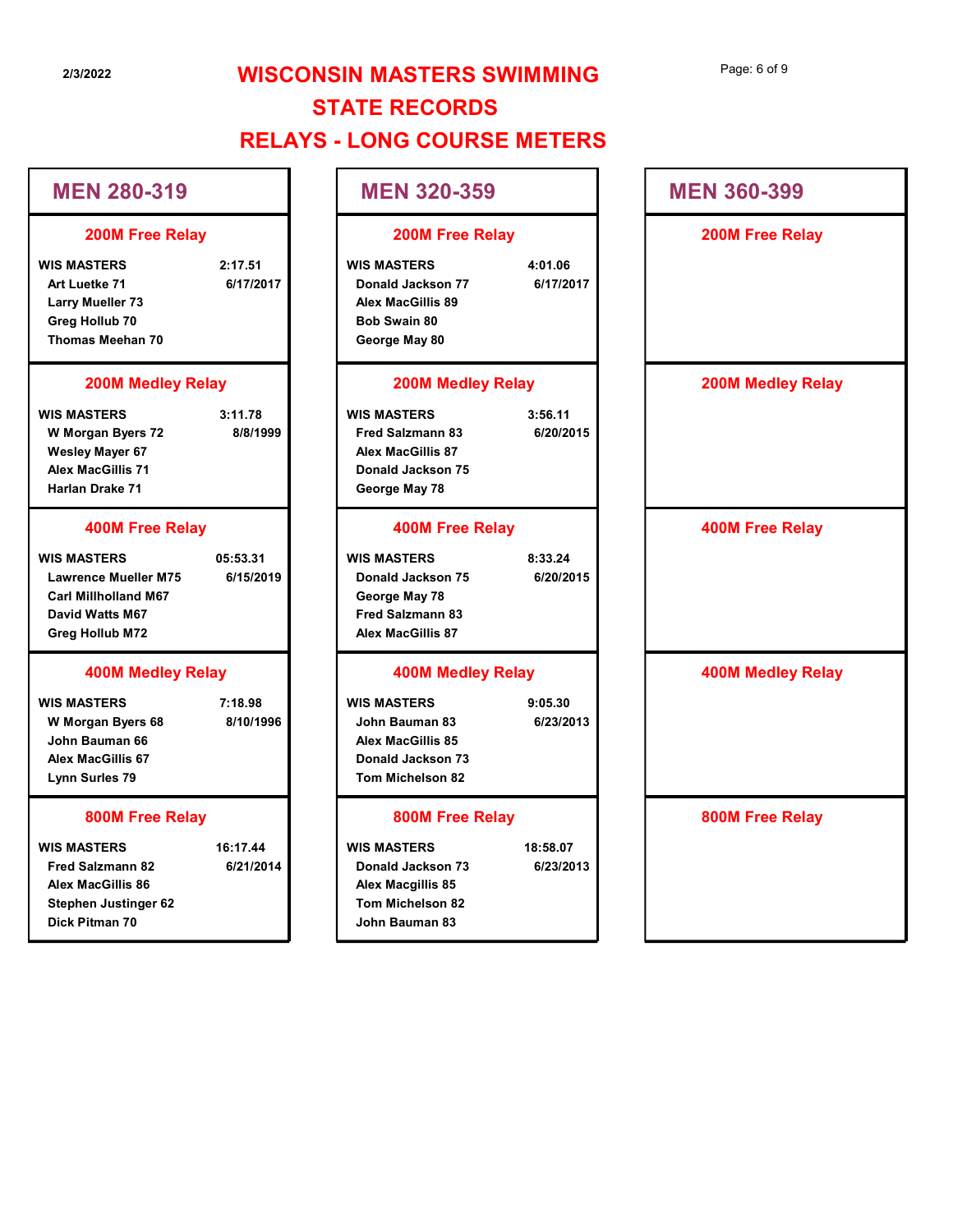# WISCONSIN MASTERS SWIMMING
## STATE RECORDS
## RELAYS - LONG COURSE METERS

### MEN 280-319

**200M Free Relay**

WIS MASTERS — 2:17.51 — 6/17/2017
- Art Luetke 71
- Larry Mueller 73
- Greg Hollub 70
- Thomas Meehan 70

**200M Medley Relay**

WIS MASTERS — 3:11.78 — 8/8/1999
- W Morgan Byers 72
- Wesley Mayer 67
- Alex MacGillis 71
- Harlan Drake 71

**400M Free Relay**

WIS MASTERS — 05:53.31 — 6/15/2019
- Lawrence Mueller M75
- Carl Millholland M67
- David Watts M67
- Greg Hollub M72

**400M Medley Relay**

WIS MASTERS — 7:18.98 — 8/10/1996
- W Morgan Byers 68
- John Bauman 66
- Alex MacGillis 67
- Lynn Surles 79

**800M Free Relay**

WIS MASTERS — 16:17.44 — 6/21/2014
- Fred Salzmann 82
- Alex MacGillis 86
- Stephen Justinger 62
- Dick Pitman 70

### MEN 320-359

**200M Free Relay**

WIS MASTERS — 4:01.06 — 6/17/2017
- Donald Jackson 77
- Alex MacGillis 89
- Bob Swain 80
- George May 80

**200M Medley Relay**

WIS MASTERS — 3:56.11 — 6/20/2015
- Fred Salzmann 83
- Alex MacGillis 87
- Donald Jackson 75
- George May 78

**400M Free Relay**

WIS MASTERS — 8:33.24 — 6/20/2015
- Donald Jackson 75
- George May 78
- Fred Salzmann 83
- Alex MacGillis 87

**400M Medley Relay**

WIS MASTERS — 9:05.30 — 6/23/2013
- John Bauman 83
- Alex MacGillis 85
- Donald Jackson 73
- Tom Michelson 82

**800M Free Relay**

WIS MASTERS — 18:58.07 — 6/23/2013
- Donald Jackson 73
- Alex Macgillis 85
- Tom Michelson 82
- John Bauman 83

### MEN 360-399

**200M Free Relay**

**200M Medley Relay**

**400M Free Relay**

**400M Medley Relay**

**800M Free Relay**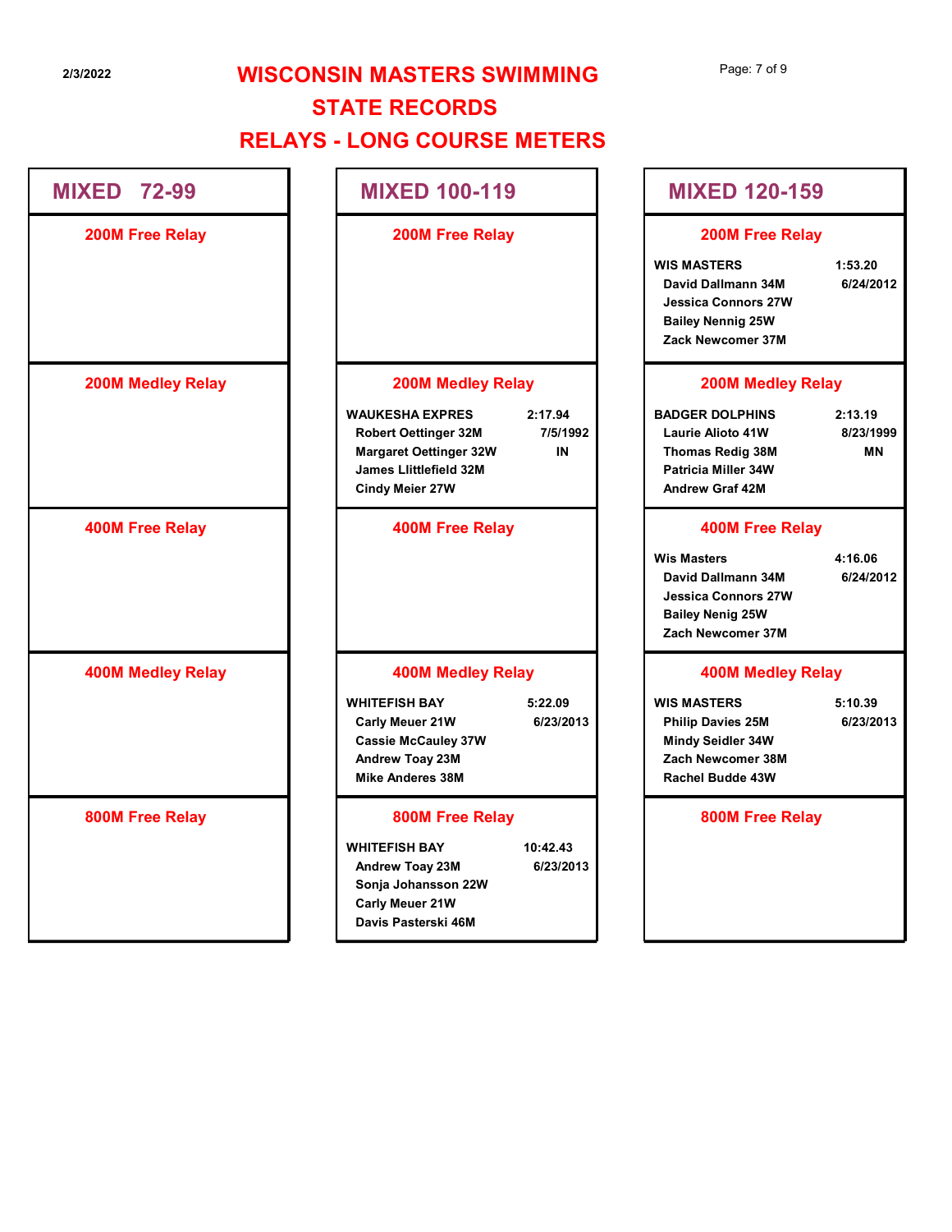# WISCONSIN MASTERS SWIMMING
# STATE RECORDS
# RELAYS - LONG COURSE METERS

2/3/2022

## MIXED 72-99

### 200M Free Relay

### 200M Medley Relay

### 400M Free Relay

### 400M Medley Relay

### 800M Free Relay

## MIXED 100-119

### 200M Free Relay

### 200M Medley Relay

**WAUKESHA EXPRES** — 2:17.94 — 7/5/1992 — IN

- Robert Oettinger 32M
- Margaret Oettinger 32W
- James Llittlefield 32M
- Cindy Meier 27W

### 400M Free Relay

### 400M Medley Relay

**WHITEFISH BAY** — 5:22.09 — 6/23/2013

- Carly Meuer 21W
- Cassie McCauley 37W
- Andrew Toay 23M
- Mike Anderes 38M

### 800M Free Relay

**WHITEFISH BAY** — 10:42.43 — 6/23/2013

- Andrew Toay 23M
- Sonja Johansson 22W
- Carly Meuer 21W
- Davis Pasterski 46M

## MIXED 120-159

### 200M Free Relay

**WIS MASTERS** — 1:53.20 — 6/24/2012

- David Dallmann 34M
- Jessica Connors 27W
- Bailey Nennig 25W
- Zack Newcomer 37M

### 200M Medley Relay

**BADGER DOLPHINS** — 2:13.19 — 8/23/1999 — MN

- Laurie Alioto 41W
- Thomas Redig 38M
- Patricia Miller 34W
- Andrew Graf 42M

### 400M Free Relay

**Wis Masters** — 4:16.06 — 6/24/2012

- David Dallmann 34M
- Jessica Connors 27W
- Bailey Nenig 25W
- Zach Newcomer 37M

### 400M Medley Relay

**WIS MASTERS** — 5:10.39 — 6/23/2013

- Philip Davies 25M
- Mindy Seidler 34W
- Zach Newcomer 38M
- Rachel Budde 43W

### 800M Free Relay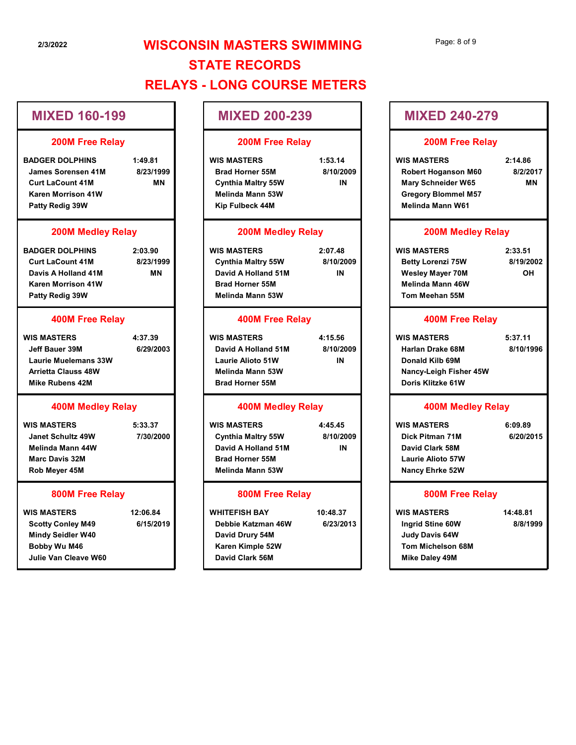# WISCONSIN MASTERS SWIMMING
# STATE RECORDS
# RELAYS - LONG COURSE METERS

## MIXED 160-199

### 200M Free Relay

**BADGER DOLPHINS** 1:49.81
- James Sorensen 41M — 8/23/1999
- Curt LaCount 41M — MN
- Karen Morrison 41W
- Patty Redig 39W

### 200M Medley Relay

**BADGER DOLPHINS** 2:03.90
- Curt LaCount 41M — 8/23/1999
- Davis A Holland 41M — MN
- Karen Morrison 41W
- Patty Redig 39W

### 400M Free Relay

**WIS MASTERS** 4:37.39
- Jeff Bauer 39M — 6/29/2003
- Laurie Muelemans 33W
- Arrietta Clauss 48W
- Mike Rubens 42M

### 400M Medley Relay

**WIS MASTERS** 5:33.37
- Janet Schultz 49W — 7/30/2000
- Melinda Mann 44W
- Marc Davis 32M
- Rob Meyer 45M

### 800M Free Relay

**WIS MASTERS** 12:06.84
- Scotty Conley M49 — 6/15/2019
- Mindy Seidler W40
- Bobby Wu M46
- Julie Van Cleave W60

## MIXED 200-239

### 200M Free Relay

**WIS MASTERS** 1:53.14
- Brad Horner 55M — 8/10/2009
- Cynthia Maltry 55W — IN
- Melinda Mann 53W
- Kip Fulbeck 44M

### 200M Medley Relay

**WIS MASTERS** 2:07.48
- Cynthia Maltry 55W — 8/10/2009
- David A Holland 51M — IN
- Brad Horner 55M
- Melinda Mann 53W

### 400M Free Relay

**WIS MASTERS** 4:15.56
- David A Holland 51M — 8/10/2009
- Laurie Alioto 51W — IN
- Melinda Mann 53W
- Brad Horner 55M

### 400M Medley Relay

**WIS MASTERS** 4:45.45
- Cynthia Maltry 55W — 8/10/2009
- David A Holland 51M — IN
- Brad Horner 55M
- Melinda Mann 53W

### 800M Free Relay

**WHITEFISH BAY** 10:48.37
- Debbie Katzman 46W — 6/23/2013
- David Drury 54M
- Karen Kimple 52W
- David Clark 56M

## MIXED 240-279

### 200M Free Relay

**WIS MASTERS** 2:14.86
- Robert Hoganson M60 — 8/2/2017
- Mary Schneider W65 — MN
- Gregory Blommel M57
- Melinda Mann W61

### 200M Medley Relay

**WIS MASTERS** 2:33.51
- Betty Lorenzi 75W — 8/19/2002
- Wesley Mayer 70M — OH
- Melinda Mann 46W
- Tom Meehan 55M

### 400M Free Relay

**WIS MASTERS** 5:37.11
- Harlan Drake 68M — 8/10/1996
- Donald Kilb 69M
- Nancy-Leigh Fisher 45W
- Doris Klitzke 61W

### 400M Medley Relay

**WIS MASTERS** 6:09.89
- Dick Pitman 71M — 6/20/2015
- David Clark 58M
- Laurie Alioto 57W
- Nancy Ehrke 52W

### 800M Free Relay

**WIS MASTERS** 14:48.81
- Ingrid Stine 60W — 8/8/1999
- Judy Davis 64W
- Tom Michelson 68M
- Mike Daley 49M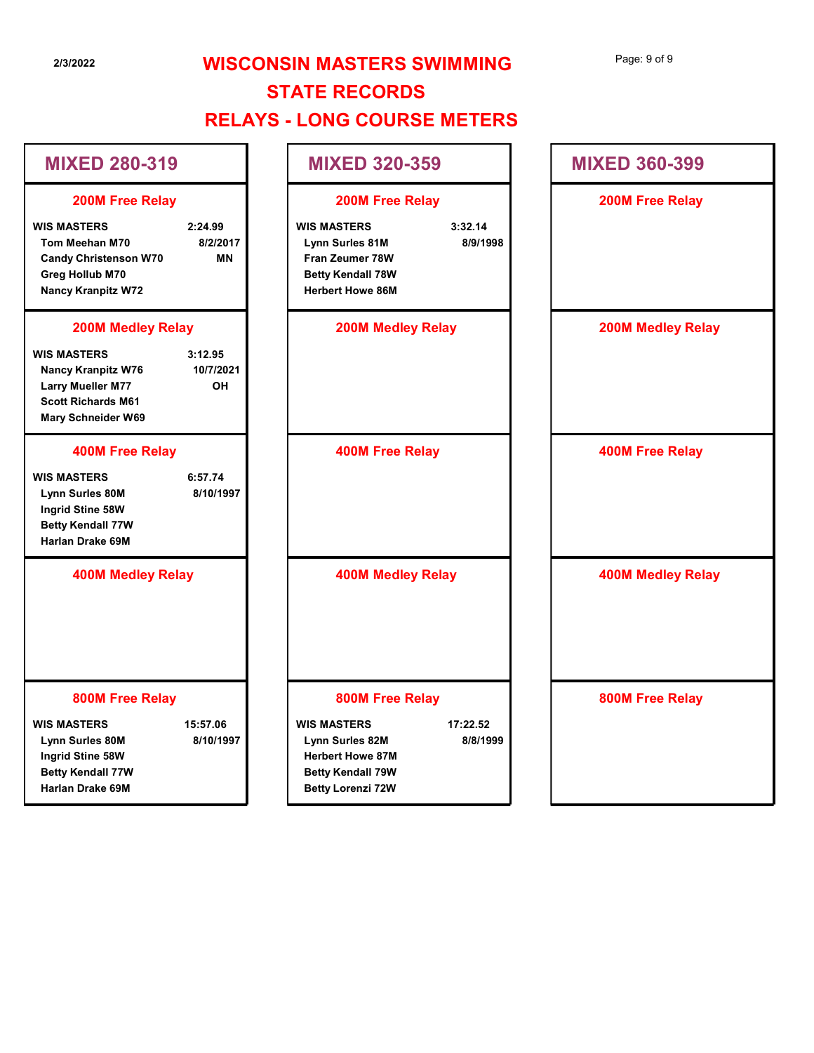# WISCONSIN MASTERS SWIMMING
# STATE RECORDS
# RELAYS - LONG COURSE METERS

2/3/2022

## MIXED 280-319

### 200M Free Relay

WIS MASTERS 2:24.99
Tom Meehan M70 8/2/2017
Candy Christenson W70 MN
Greg Hollub M70
Nancy Kranpitz W72

### 200M Medley Relay

WIS MASTERS 3:12.95
Nancy Kranpitz W76 10/7/2021
Larry Mueller M77 OH
Scott Richards M61
Mary Schneider W69

### 400M Free Relay

WIS MASTERS 6:57.74
Lynn Surles 80M 8/10/1997
Ingrid Stine 58W
Betty Kendall 77W
Harlan Drake 69M

### 400M Medley Relay

### 800M Free Relay

WIS MASTERS 15:57.06
Lynn Surles 80M 8/10/1997
Ingrid Stine 58W
Betty Kendall 77W
Harlan Drake 69M

## MIXED 320-359

### 200M Free Relay

WIS MASTERS 3:32.14
Lynn Surles 81M 8/9/1998
Fran Zeumer 78W
Betty Kendall 78W
Herbert Howe 86M

### 200M Medley Relay

### 400M Free Relay

### 400M Medley Relay

### 800M Free Relay

WIS MASTERS 17:22.52
Lynn Surles 82M 8/8/1999
Herbert Howe 87M
Betty Kendall 79W
Betty Lorenzi 72W

## MIXED 360-399

### 200M Free Relay

### 200M Medley Relay

### 400M Free Relay

### 400M Medley Relay

### 800M Free Relay